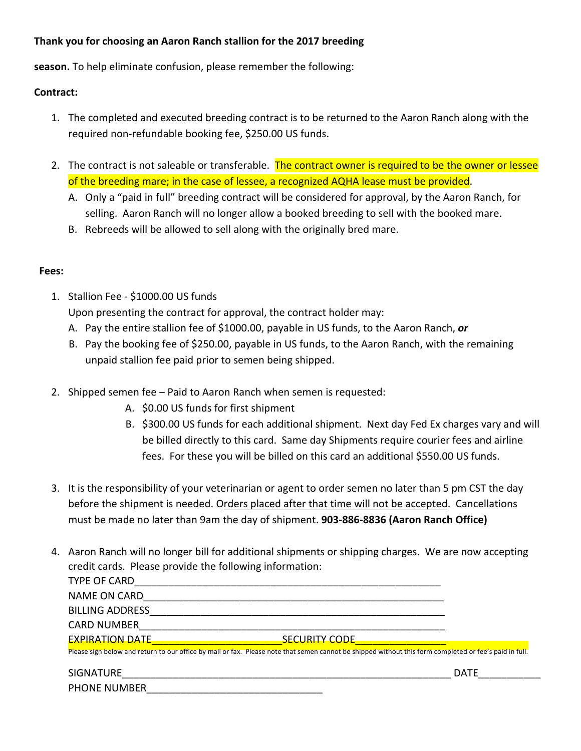**Thank you for choosing an Aaron Ranch stallion for the 2017 breeding season.** To help eliminate confusion, please remember the following:

**Contract:**

1. The completed and executed breeding contract is to be returned to the Aaron Ranch along with the required non-refundable booking fee, $250.00 US funds.

2. The contract is not saleable or transferable. The contract owner is required to be the owner or lessee of the breeding mare; in the case of lessee, a recognized AQHA lease must be provided.
   - A. Only a "paid in full" breeding contract will be considered for approval, by the Aaron Ranch, for selling. Aaron Ranch will no longer allow a booked breeding to sell with the booked mare.
   - B. Rebreeds will be allowed to sell along with the originally bred mare.

**Fees:**

1. Stallion Fee - $1000.00 US funds
   Upon presenting the contract for approval, the contract holder may:
   - A. Pay the entire stallion fee of $1000.00, payable in US funds, to the Aaron Ranch, ***or***
   - B. Pay the booking fee of $250.00, payable in US funds, to the Aaron Ranch, with the remaining unpaid stallion fee paid prior to semen being shipped.

2. Shipped semen fee – Paid to Aaron Ranch when semen is requested:
   - A. $0.00 US funds for first shipment
   - B. $300.00 US funds for each additional shipment. Next day Fed Ex charges vary and will be billed directly to this card. Same day Shipments require courier fees and airline fees. For these you will be billed on this card an additional $550.00 US funds.

3. It is the responsibility of your veterinarian or agent to order semen no later than 5 pm CST the day before the shipment is needed. Orders placed after that time will not be accepted. Cancellations must be made no later than 9am the day of shipment. **903-886-8836 (Aaron Ranch Office)**

4. Aaron Ranch will no longer bill for additional shipments or shipping charges. We are now accepting credit cards. Please provide the following information:

   TYPE OF CARD________________________________________________________

   NAME ON CARD_______________________________________________________

   BILLING ADDRESS_____________________________________________________

   CARD NUMBER________________________________________________________

   EXPIRATION DATE________________________SECURITY CODE_________________

   Please sign below and return to our office by mail or fax. Please note that semen cannot be shipped without this form completed or fee's paid in full.

   SIGNATURE_____________________________________________________________ DATE___________

   PHONE NUMBER________________________________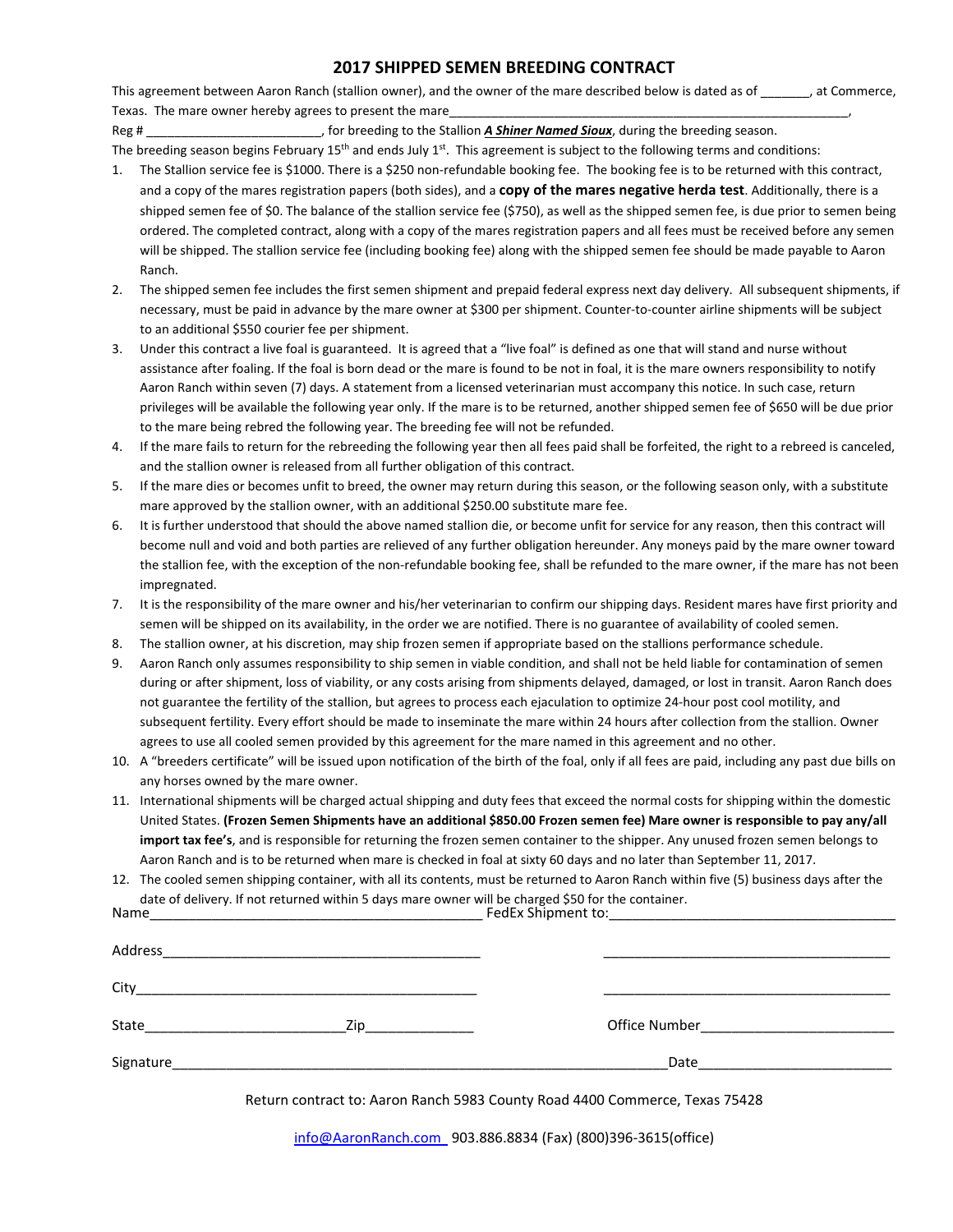# 2017 SHIPPED SEMEN BREEDING CONTRACT

This agreement between Aaron Ranch (stallion owner), and the owner of the mare described below is dated as of _______, at Commerce, Texas. The mare owner hereby agrees to present the mare_________________________________________________________,

Reg # _________________________, for breeding to the Stallion ***A Shiner Named Sioux***, during the breeding season.

The breeding season begins February 15th and ends July 1st. This agreement is subject to the following terms and conditions:

1. The Stallion service fee is $1000. There is a $250 non-refundable booking fee. The booking fee is to be returned with this contract, and a copy of the mares registration papers (both sides), and a **copy of the mares negative herda test**. Additionally, there is a shipped semen fee of $0. The balance of the stallion service fee ($750), as well as the shipped semen fee, is due prior to semen being ordered. The completed contract, along with a copy of the mares registration papers and all fees must be received before any semen will be shipped. The stallion service fee (including booking fee) along with the shipped semen fee should be made payable to Aaron Ranch.
2. The shipped semen fee includes the first semen shipment and prepaid federal express next day delivery. All subsequent shipments, if necessary, must be paid in advance by the mare owner at $300 per shipment. Counter-to-counter airline shipments will be subject to an additional $550 courier fee per shipment.
3. Under this contract a live foal is guaranteed. It is agreed that a "live foal" is defined as one that will stand and nurse without assistance after foaling. If the foal is born dead or the mare is found to be not in foal, it is the mare owners responsibility to notify Aaron Ranch within seven (7) days. A statement from a licensed veterinarian must accompany this notice. In such case, return privileges will be available the following year only. If the mare is to be returned, another shipped semen fee of $650 will be due prior to the mare being rebred the following year. The breeding fee will not be refunded.
4. If the mare fails to return for the rebreeding the following year then all fees paid shall be forfeited, the right to a rebreed is canceled, and the stallion owner is released from all further obligation of this contract.
5. If the mare dies or becomes unfit to breed, the owner may return during this season, or the following season only, with a substitute mare approved by the stallion owner, with an additional $250.00 substitute mare fee.
6. It is further understood that should the above named stallion die, or become unfit for service for any reason, then this contract will become null and void and both parties are relieved of any further obligation hereunder. Any moneys paid by the mare owner toward the stallion fee, with the exception of the non-refundable booking fee, shall be refunded to the mare owner, if the mare has not been impregnated.
7. It is the responsibility of the mare owner and his/her veterinarian to confirm our shipping days. Resident mares have first priority and semen will be shipped on its availability, in the order we are notified. There is no guarantee of availability of cooled semen.
8. The stallion owner, at his discretion, may ship frozen semen if appropriate based on the stallions performance schedule.
9. Aaron Ranch only assumes responsibility to ship semen in viable condition, and shall not be held liable for contamination of semen during or after shipment, loss of viability, or any costs arising from shipments delayed, damaged, or lost in transit. Aaron Ranch does not guarantee the fertility of the stallion, but agrees to process each ejaculation to optimize 24-hour post cool motility, and subsequent fertility. Every effort should be made to inseminate the mare within 24 hours after collection from the stallion. Owner agrees to use all cooled semen provided by this agreement for the mare named in this agreement and no other.
10. A "breeders certificate" will be issued upon notification of the birth of the foal, only if all fees are paid, including any past due bills on any horses owned by the mare owner.
11. International shipments will be charged actual shipping and duty fees that exceed the normal costs for shipping within the domestic United States. **(Frozen Semen Shipments have an additional $850.00 Frozen semen fee) Mare owner is responsible to pay any/all import tax fee's**, and is responsible for returning the frozen semen container to the shipper. Any unused frozen semen belongs to Aaron Ranch and is to be returned when mare is checked in foal at sixty 60 days and no later than September 11, 2017.
12. The cooled semen shipping container, with all its contents, must be returned to Aaron Ranch within five (5) business days after the date of delivery. If not returned within 5 days mare owner will be charged $50 for the container.

Name_____________________________________________ FedEx Shipment to:_____________________________________

Address__________________________________________ _____________________________________

City_____________________________________________ _____________________________________

State_________________________Zip______________ Office Number_________________________

Signature__________________________________________________________Date_________________________

Return contract to: Aaron Ranch 5983 County Road 4400 Commerce, Texas 75428

info@AaronRanch.com 903.886.8834 (Fax) (800)396-3615(office)